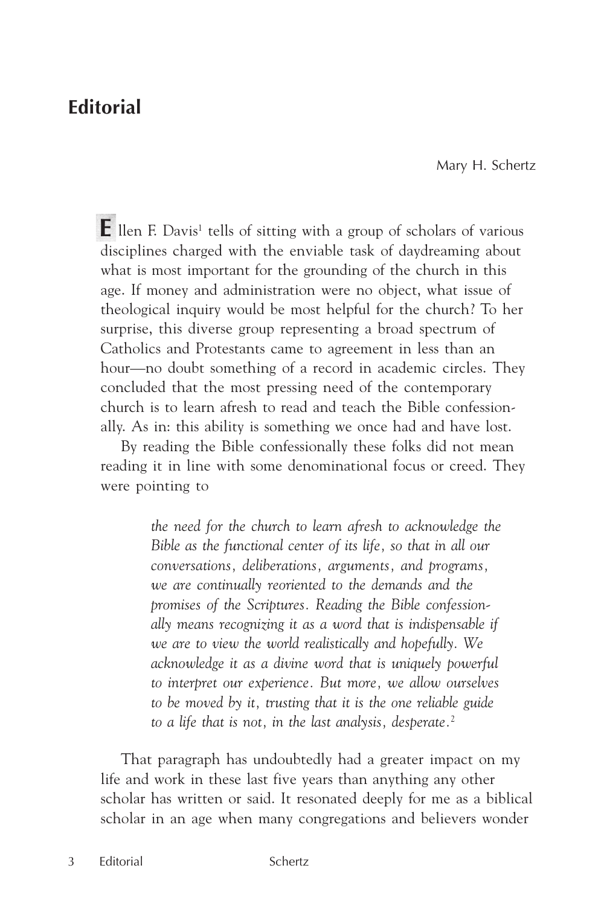## Editorial

Mary H. Schertz

Ellen F. Davis[1] tells of sitting with a group of scholars of various disciplines charged with the enviable task of daydreaming about what is most important for the grounding of the church in this age. If money and administration were no object, what issue of theological inquiry would be most helpful for the church? To her surprise, this diverse group representing a broad spectrum of Catholics and Protestants came to agreement in less than an hour—no doubt something of a record in academic circles. They concluded that the most pressing need of the contemporary church is to learn afresh to read and teach the Bible confessionally. As in: this ability is something we once had and have lost.

By reading the Bible confessionally these folks did not mean reading it in line with some denominational focus or creed. They were pointing to

> *the need for the church to learn afresh to acknowledge the Bible as the functional center of its life, so that in all our conversations, deliberations, arguments, and programs, we are continually reoriented to the demands and the promises of the Scriptures. Reading the Bible confessionally means recognizing it as a word that is indispensable if we are to view the world realistically and hopefully. We acknowledge it as a divine word that is uniquely powerful to interpret our experience. But more, we allow ourselves to be moved by it, trusting that it is the one reliable guide to a life that is not, in the last analysis, desperate.*[2]

That paragraph has undoubtedly had a greater impact on my life and work in these last five years than anything any other scholar has written or said. It resonated deeply for me as a biblical scholar in an age when many congregations and believers wonder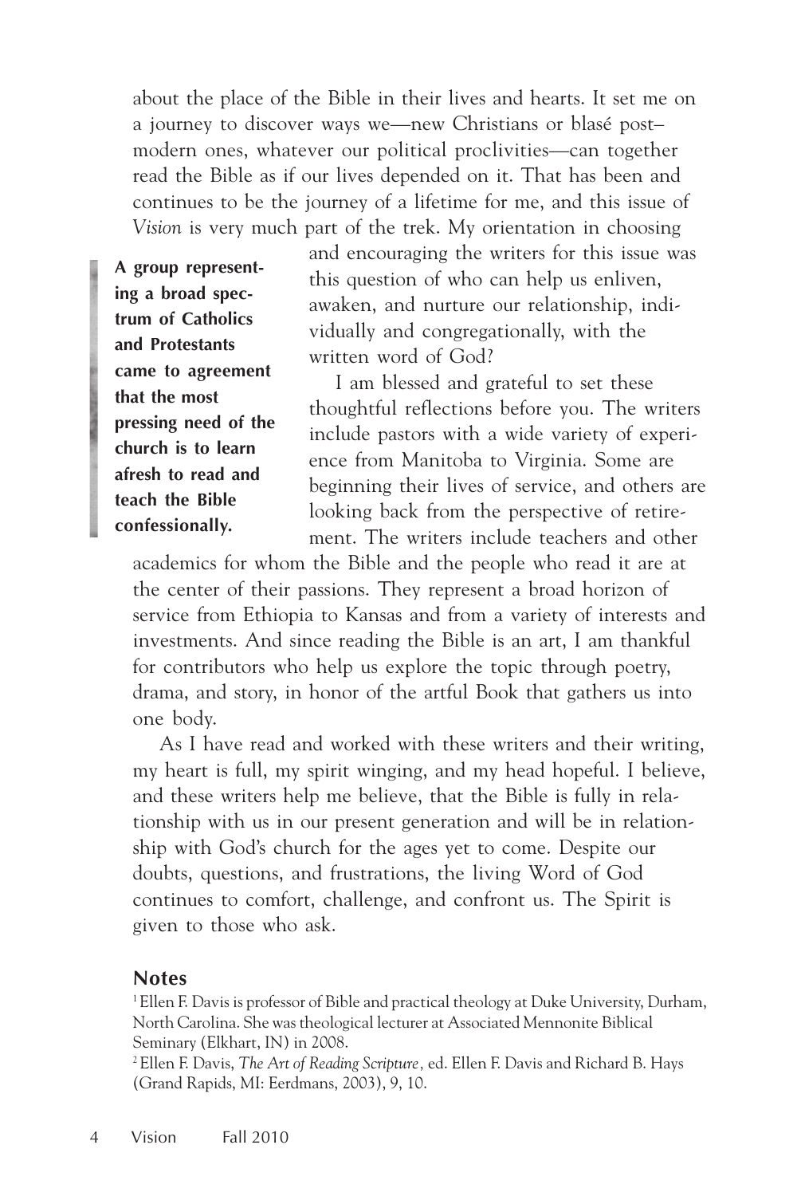about the place of the Bible in their lives and hearts. It set me on a journey to discover ways we—new Christians or blasé post–modern ones, whatever our political proclivities—can together read the Bible as if our lives depended on it. That has been and continues to be the journey of a lifetime for me, and this issue of *Vision* is very much part of the trek. My orientation in choosing and encouraging the writers for this issue was this question of who can help us enliven, awaken, and nurture our relationship, individually and congregationally, with the written word of God?

**A group representing a broad spectrum of Catholics and Protestants came to agreement that the most pressing need of the church is to learn afresh to read and teach the Bible confessionally.**

I am blessed and grateful to set these thoughtful reflections before you. The writers include pastors with a wide variety of experience from Manitoba to Virginia. Some are beginning their lives of service, and others are looking back from the perspective of retirement. The writers include teachers and other academics for whom the Bible and the people who read it are at the center of their passions. They represent a broad horizon of service from Ethiopia to Kansas and from a variety of interests and investments. And since reading the Bible is an art, I am thankful for contributors who help us explore the topic through poetry, drama, and story, in honor of the artful Book that gathers us into one body.

As I have read and worked with these writers and their writing, my heart is full, my spirit winging, and my head hopeful. I believe, and these writers help me believe, that the Bible is fully in relationship with us in our present generation and will be in relationship with God's church for the ages yet to come. Despite our doubts, questions, and frustrations, the living Word of God continues to comfort, challenge, and confront us. The Spirit is given to those who ask.

## Notes

[1] Ellen F. Davis is professor of Bible and practical theology at Duke University, Durham, North Carolina. She was theological lecturer at Associated Mennonite Biblical Seminary (Elkhart, IN) in 2008.

[2] Ellen F. Davis, *The Art of Reading Scripture*, ed. Ellen F. Davis and Richard B. Hays (Grand Rapids, MI: Eerdmans, 2003), 9, 10.